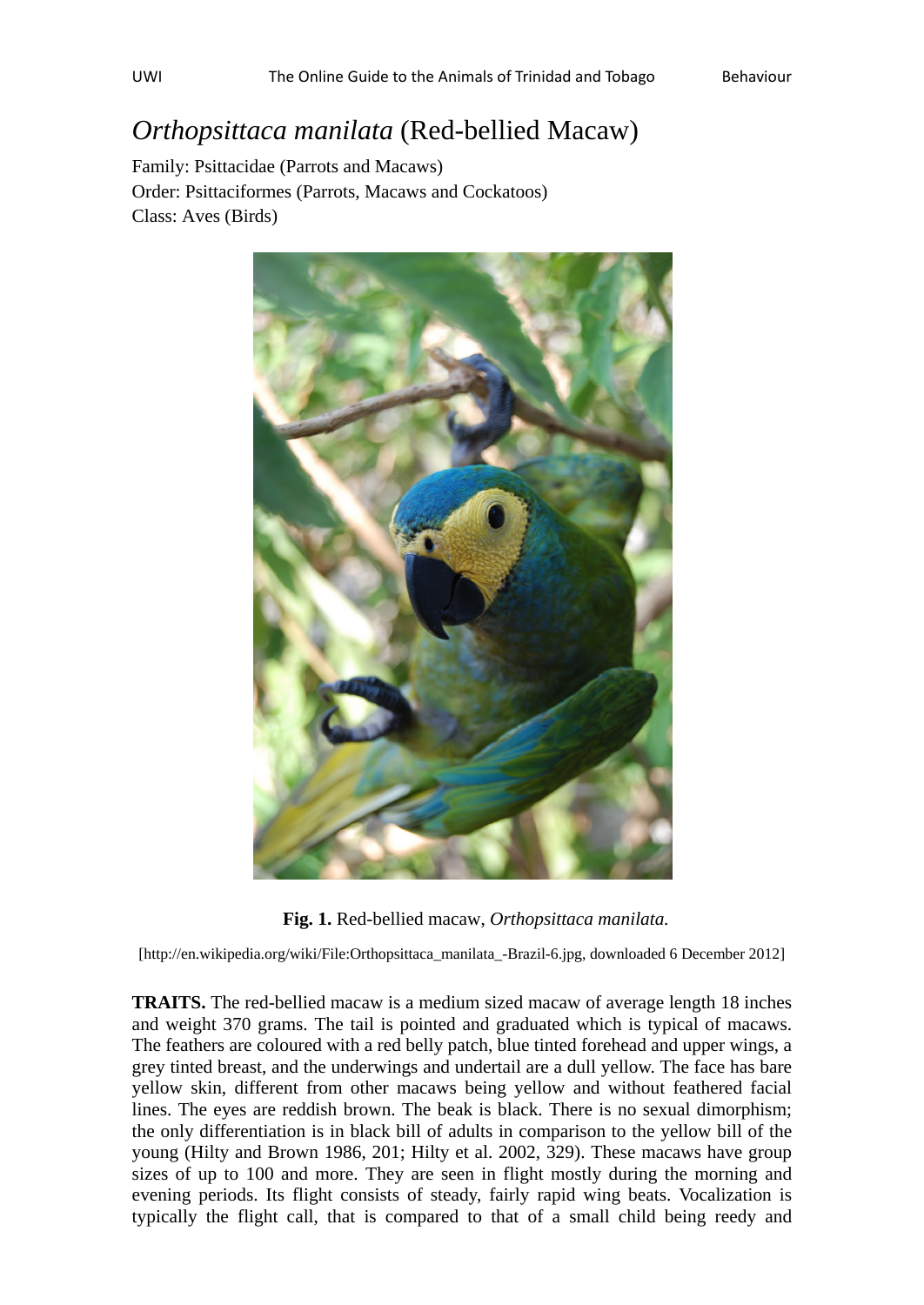# *Orthopsittaca manilata* (Red-bellied Macaw)

Family: Psittacidae (Parrots and Macaws)
Order: Psittaciformes (Parrots, Macaws and Cockatoos)
Class: Aves (Birds)

**Fig. 1.** Red-bellied macaw, *Orthopsittaca manilata.*

[http://en.wikipedia.org/wiki/File:Orthopsittaca_manilata_-Brazil-6.jpg, downloaded 6 December 2012]

**TRAITS.** The red-bellied macaw is a medium sized macaw of average length 18 inches and weight 370 grams. The tail is pointed and graduated which is typical of macaws. The feathers are coloured with a red belly patch, blue tinted forehead and upper wings, a grey tinted breast, and the underwings and undertail are a dull yellow. The face has bare yellow skin, different from other macaws being yellow and without feathered facial lines. The eyes are reddish brown. The beak is black. There is no sexual dimorphism; the only differentiation is in black bill of adults in comparison to the yellow bill of the young (Hilty and Brown 1986, 201; Hilty et al. 2002, 329). These macaws have group sizes of up to 100 and more. They are seen in flight mostly during the morning and evening periods. Its flight consists of steady, fairly rapid wing beats. Vocalization is typically the flight call, that is compared to that of a small child being reedy and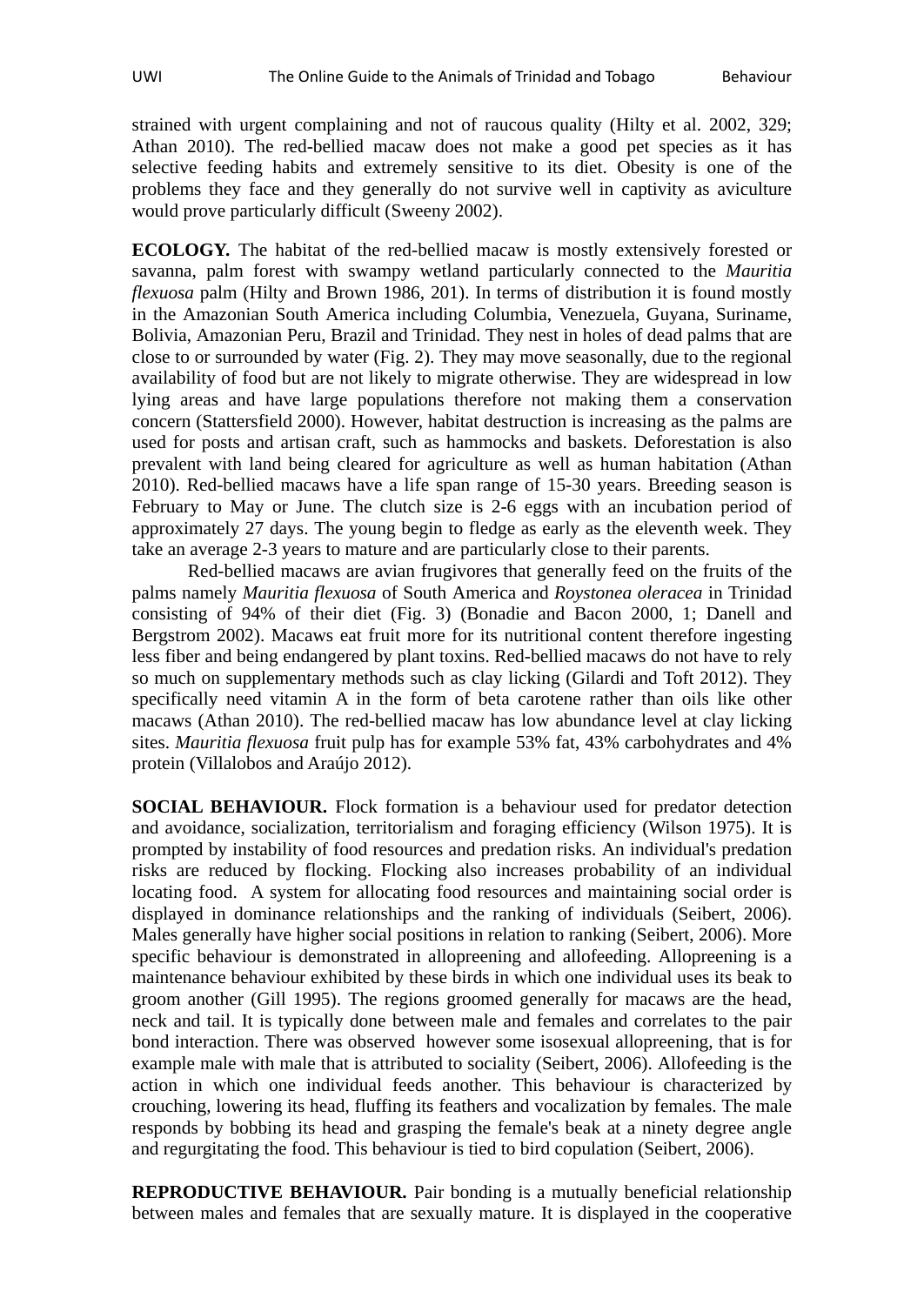strained with urgent complaining and not of raucous quality (Hilty et al. 2002, 329; Athan 2010). The red-bellied macaw does not make a good pet species as it has selective feeding habits and extremely sensitive to its diet. Obesity is one of the problems they face and they generally do not survive well in captivity as aviculture would prove particularly difficult (Sweeny 2002).

**ECOLOGY.** The habitat of the red-bellied macaw is mostly extensively forested or savanna, palm forest with swampy wetland particularly connected to the *Mauritia flexuosa* palm (Hilty and Brown 1986, 201). In terms of distribution it is found mostly in the Amazonian South America including Columbia, Venezuela, Guyana, Suriname, Bolivia, Amazonian Peru, Brazil and Trinidad. They nest in holes of dead palms that are close to or surrounded by water (Fig. 2). They may move seasonally, due to the regional availability of food but are not likely to migrate otherwise. They are widespread in low lying areas and have large populations therefore not making them a conservation concern (Stattersfield 2000). However, habitat destruction is increasing as the palms are used for posts and artisan craft, such as hammocks and baskets. Deforestation is also prevalent with land being cleared for agriculture as well as human habitation (Athan 2010). Red-bellied macaws have a life span range of 15-30 years. Breeding season is February to May or June. The clutch size is 2-6 eggs with an incubation period of approximately 27 days. The young begin to fledge as early as the eleventh week. They take an average 2-3 years to mature and are particularly close to their parents.

Red-bellied macaws are avian frugivores that generally feed on the fruits of the palms namely *Mauritia flexuosa* of South America and *Roystonea oleracea* in Trinidad consisting of 94% of their diet (Fig. 3) (Bonadie and Bacon 2000, 1; Danell and Bergstrom 2002). Macaws eat fruit more for its nutritional content therefore ingesting less fiber and being endangered by plant toxins. Red-bellied macaws do not have to rely so much on supplementary methods such as clay licking (Gilardi and Toft 2012). They specifically need vitamin A in the form of beta carotene rather than oils like other macaws (Athan 2010). The red-bellied macaw has low abundance level at clay licking sites. *Mauritia flexuosa* fruit pulp has for example 53% fat, 43% carbohydrates and 4% protein (Villalobos and Araújo 2012).

**SOCIAL BEHAVIOUR.** Flock formation is a behaviour used for predator detection and avoidance, socialization, territorialism and foraging efficiency (Wilson 1975). It is prompted by instability of food resources and predation risks. An individual's predation risks are reduced by flocking. Flocking also increases probability of an individual locating food. A system for allocating food resources and maintaining social order is displayed in dominance relationships and the ranking of individuals (Seibert, 2006). Males generally have higher social positions in relation to ranking (Seibert, 2006). More specific behaviour is demonstrated in allopreening and allofeeding. Allopreening is a maintenance behaviour exhibited by these birds in which one individual uses its beak to groom another (Gill 1995). The regions groomed generally for macaws are the head, neck and tail. It is typically done between male and females and correlates to the pair bond interaction. There was observed however some isosexual allopreening, that is for example male with male that is attributed to sociality (Seibert, 2006). Allofeeding is the action in which one individual feeds another. This behaviour is characterized by crouching, lowering its head, fluffing its feathers and vocalization by females. The male responds by bobbing its head and grasping the female's beak at a ninety degree angle and regurgitating the food. This behaviour is tied to bird copulation (Seibert, 2006).

**REPRODUCTIVE BEHAVIOUR.** Pair bonding is a mutually beneficial relationship between males and females that are sexually mature. It is displayed in the cooperative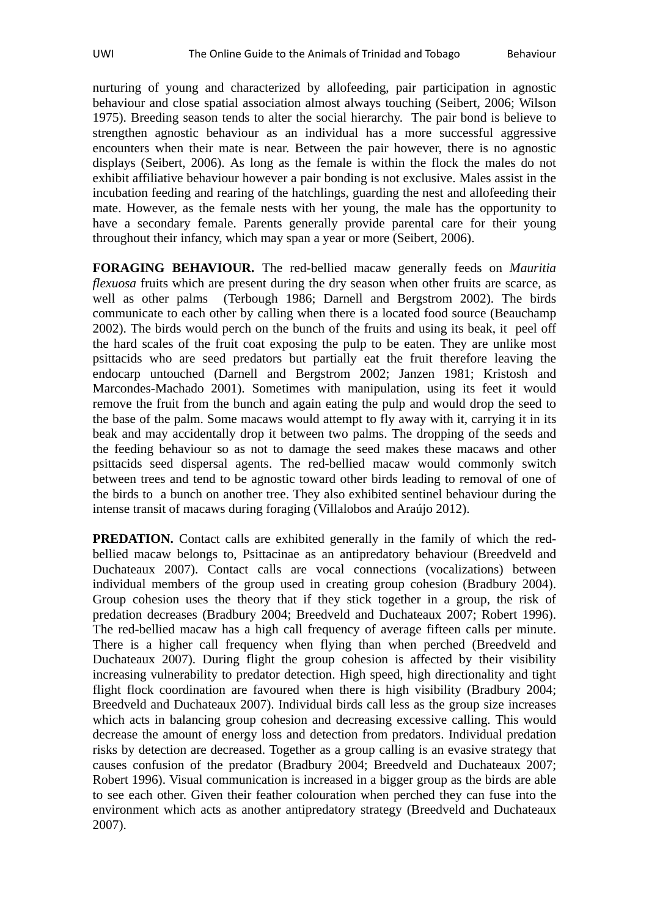nurturing of young and characterized by allofeeding, pair participation in agnostic behaviour and close spatial association almost always touching (Seibert, 2006; Wilson 1975). Breeding season tends to alter the social hierarchy. The pair bond is believe to strengthen agnostic behaviour as an individual has a more successful aggressive encounters when their mate is near. Between the pair however, there is no agnostic displays (Seibert, 2006). As long as the female is within the flock the males do not exhibit affiliative behaviour however a pair bonding is not exclusive. Males assist in the incubation feeding and rearing of the hatchlings, guarding the nest and allofeeding their mate. However, as the female nests with her young, the male has the opportunity to have a secondary female. Parents generally provide parental care for their young throughout their infancy, which may span a year or more (Seibert, 2006).

**FORAGING BEHAVIOUR.** The red-bellied macaw generally feeds on *Mauritia flexuosa* fruits which are present during the dry season when other fruits are scarce, as well as other palms (Terbough 1986; Darnell and Bergstrom 2002). The birds communicate to each other by calling when there is a located food source (Beauchamp 2002). The birds would perch on the bunch of the fruits and using its beak, it peel off the hard scales of the fruit coat exposing the pulp to be eaten. They are unlike most psittacids who are seed predators but partially eat the fruit therefore leaving the endocarp untouched (Darnell and Bergstrom 2002; Janzen 1981; Kristosh and Marcondes-Machado 2001). Sometimes with manipulation, using its feet it would remove the fruit from the bunch and again eating the pulp and would drop the seed to the base of the palm. Some macaws would attempt to fly away with it, carrying it in its beak and may accidentally drop it between two palms. The dropping of the seeds and the feeding behaviour so as not to damage the seed makes these macaws and other psittacids seed dispersal agents. The red-bellied macaw would commonly switch between trees and tend to be agnostic toward other birds leading to removal of one of the birds to a bunch on another tree. They also exhibited sentinel behaviour during the intense transit of macaws during foraging (Villalobos and Araújo 2012).

**PREDATION.** Contact calls are exhibited generally in the family of which the red-bellied macaw belongs to, Psittacinae as an antipredatory behaviour (Breedveld and Duchateaux 2007). Contact calls are vocal connections (vocalizations) between individual members of the group used in creating group cohesion (Bradbury 2004). Group cohesion uses the theory that if they stick together in a group, the risk of predation decreases (Bradbury 2004; Breedveld and Duchateaux 2007; Robert 1996). The red-bellied macaw has a high call frequency of average fifteen calls per minute. There is a higher call frequency when flying than when perched (Breedveld and Duchateaux 2007). During flight the group cohesion is affected by their visibility increasing vulnerability to predator detection. High speed, high directionality and tight flight flock coordination are favoured when there is high visibility (Bradbury 2004; Breedveld and Duchateaux 2007). Individual birds call less as the group size increases which acts in balancing group cohesion and decreasing excessive calling. This would decrease the amount of energy loss and detection from predators. Individual predation risks by detection are decreased. Together as a group calling is an evasive strategy that causes confusion of the predator (Bradbury 2004; Breedveld and Duchateaux 2007; Robert 1996). Visual communication is increased in a bigger group as the birds are able to see each other. Given their feather colouration when perched they can fuse into the environment which acts as another antipredatory strategy (Breedveld and Duchateaux 2007).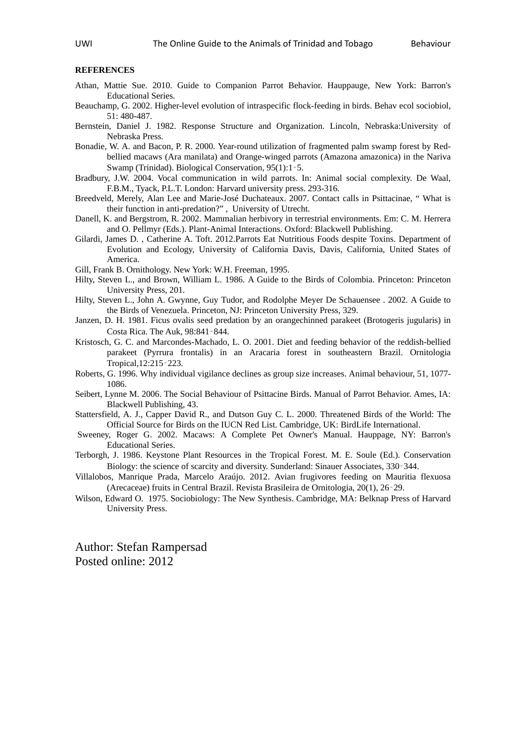**REFERENCES**

Athan, Mattie Sue. 2010. Guide to Companion Parrot Behavior. Hauppauge, New York: Barron's Educational Series.

Beauchamp, G. 2002. Higher-level evolution of intraspecific flock-feeding in birds. Behav ecol sociobiol, 51: 480-487.

Bernstein, Daniel J. 1982. Response Structure and Organization. Lincoln, Nebraska:University of Nebraska Press.

Bonadie, W. A. and Bacon, P. R. 2000. Year-round utilization of fragmented palm swamp forest by Red-bellied macaws (Ara manilata) and Orange-winged parrots (Amazona amazonica) in the Nariva Swamp (Trinidad). Biological Conservation, 95(1):1‑5.

Bradbury, J.W. 2004. Vocal communication in wild parrots. In: Animal social complexity. De Waal, F.B.M., Tyack, P.L.T. London: Harvard university press. 293-316.

Breedveld, Merely, Alan Lee and Marie-José Duchateaux. 2007. Contact calls in Psittacinae, " What is their function in anti-predation?" , University of Utrecht.

Danell, K. and Bergstrom, R. 2002. Mammalian herbivory in terrestrial environments. Em: C. M. Herrera and O. Pellmyr (Eds.). Plant-Animal Interactions. Oxford: Blackwell Publishing.

Gilardi, James D. , Catherine A. Toft. 2012.Parrots Eat Nutritious Foods despite Toxins. Department of Evolution and Ecology, University of California Davis, Davis, California, United States of America.

Gill, Frank B. Ornithology. New York: W.H. Freeman, 1995.

Hilty, Steven L., and Brown, William L. 1986. A Guide to the Birds of Colombia. Princeton: Princeton University Press, 201.

Hilty, Steven L., John A. Gwynne, Guy Tudor, and Rodolphe Meyer De Schauensee . 2002. A Guide to the Birds of Venezuela. Princeton, NJ: Princeton University Press, 329.

Janzen, D. H. 1981. Ficus ovalis seed predation by an orangechinned parakeet (Brotogeris jugularis) in Costa Rica. The Auk, 98:841‑844.

Kristosch, G. C. and Marcondes-Machado, L. O. 2001. Diet and feeding behavior of the reddish-bellied parakeet (Pyrrura frontalis) in an Aracaria forest in southeastern Brazil. Ornitologia Tropical,12:215‑223.

Roberts, G. 1996. Why individual vigilance declines as group size increases. Animal behaviour, 51, 1077-1086.

Seibert, Lynne M. 2006. The Social Behaviour of Psittacine Birds. Manual of Parrot Behavior. Ames, IA: Blackwell Publishing, 43.

Stattersfield, A. J., Capper David R., and Dutson Guy C. L. 2000. Threatened Birds of the World: The Official Source for Birds on the IUCN Red List. Cambridge, UK: BirdLife International.

Sweeney, Roger G. 2002. Macaws: A Complete Pet Owner's Manual. Hauppage, NY: Barron's Educational Series.

Terborgh, J. 1986. Keystone Plant Resources in the Tropical Forest. M. E. Soule (Ed.). Conservation Biology: the science of scarcity and diversity. Sunderland: Sinauer Associates, 330‑344.

Villalobos, Manrique Prada, Marcelo Araújo. 2012. Avian frugivores feeding on Mauritia flexuosa (Arecaceae) fruits in Central Brazil. Revista Brasileira de Ornitologia, 20(1), 26‑29.

Wilson, Edward O. 1975. Sociobiology: The New Synthesis. Cambridge, MA: Belknap Press of Harvard University Press.

Author: Stefan Rampersad
Posted online: 2012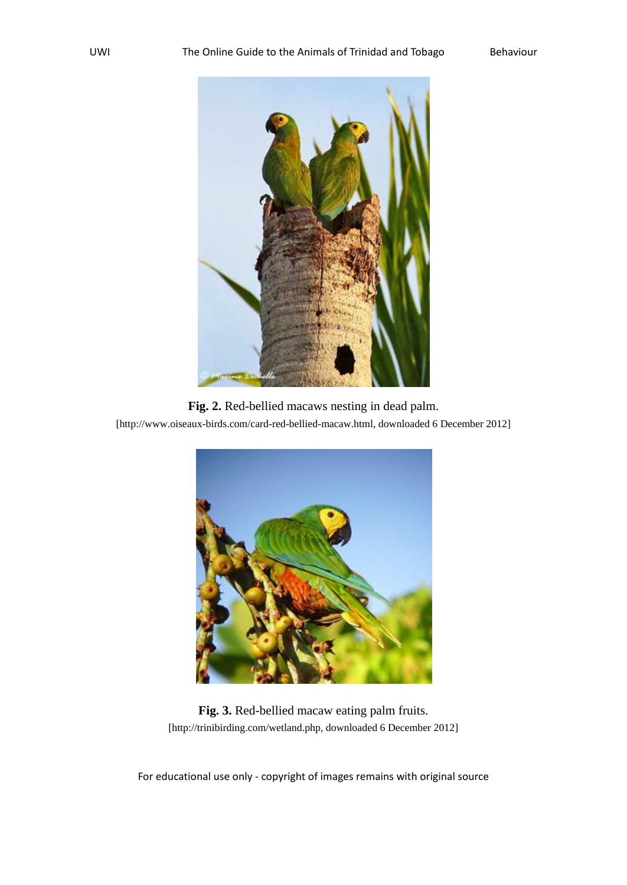**Fig. 2.** Red-bellied macaws nesting in dead palm.
[http://www.oiseaux-birds.com/card-red-bellied-macaw.html, downloaded 6 December 2012]

**Fig. 3.** Red-bellied macaw eating palm fruits.
[http://trinibirding.com/wetland.php, downloaded 6 December 2012]